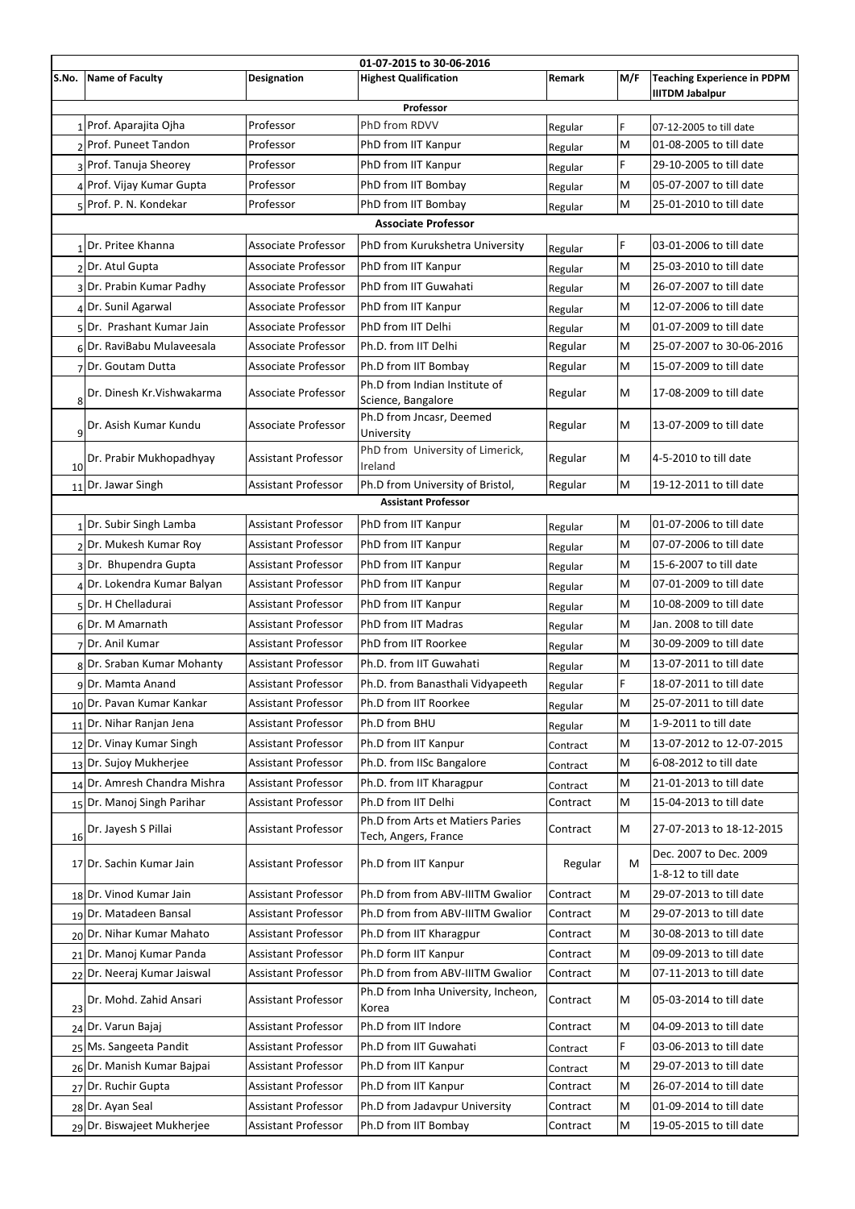| S.No. | Name of Faculty | Designation | Highest Qualification | Remark | M/F | Teaching Experience in PDPM IIITDM Jabalpur |
|---|---|---|---|---|---|---|
| | | | **01-07-2015 to 30-06-2016** | | | |
| | | | **Professor** | | | |
| 1 | Prof. Aparajita Ojha | Professor | PhD from RDVV | Regular | F | 07-12-2005 to till date |
| 2 | Prof. Puneet Tandon | Professor | PhD from IIT Kanpur | Regular | M | 01-08-2005 to till date |
| 3 | Prof. Tanuja Sheorey | Professor | PhD from IIT Kanpur | Regular | F | 29-10-2005 to till date |
| 4 | Prof. Vijay Kumar Gupta | Professor | PhD from IIT Bombay | Regular | M | 05-07-2007 to till date |
| 5 | Prof. P. N. Kondekar | Professor | PhD from IIT Bombay | Regular | M | 25-01-2010 to till date |
| | | | **Associate Professor** | | | |
| 1 | Dr. Pritee Khanna | Associate Professor | PhD from Kurukshetra University | Regular | F | 03-01-2006 to till date |
| 2 | Dr. Atul Gupta | Associate Professor | PhD from IIT Kanpur | Regular | M | 25-03-2010 to till date |
| 3 | Dr. Prabin Kumar Padhy | Associate Professor | PhD from IIT Guwahati | Regular | M | 26-07-2007 to till date |
| 4 | Dr. Sunil Agarwal | Associate Professor | PhD from IIT Kanpur | Regular | M | 12-07-2006 to till date |
| 5 | Dr. Prashant Kumar Jain | Associate Professor | PhD from IIT Delhi | Regular | M | 01-07-2009 to till date |
| 6 | Dr. RaviBabu Mulaveesala | Associate Professor | Ph.D. from IIT Delhi | Regular | M | 25-07-2007 to 30-06-2016 |
| 7 | Dr. Goutam Dutta | Associate Professor | Ph.D from IIT Bombay | Regular | M | 15-07-2009 to till date |
| 8 | Dr. Dinesh Kr.Vishwakarma | Associate Professor | Ph.D from Indian Institute of Science, Bangalore | Regular | M | 17-08-2009 to till date |
| 9 | Dr. Asish Kumar Kundu | Associate Professor | Ph.D from Jncasr, Deemed University | Regular | M | 13-07-2009 to till date |
| 10 | Dr. Prabir Mukhopadhyay | Assistant Professor | PhD from University of Limerick, Ireland | Regular | M | 4-5-2010 to till date |
| 11 | Dr. Jawar Singh | Assistant Professor | Ph.D from University of Bristol, | Regular | M | 19-12-2011 to till date |
| | | | **Assistant Professor** | | | |
| 1 | Dr. Subir Singh Lamba | Assistant Professor | PhD from IIT Kanpur | Regular | M | 01-07-2006 to till date |
| 2 | Dr. Mukesh Kumar Roy | Assistant Professor | PhD from IIT Kanpur | Regular | M | 07-07-2006 to till date |
| 3 | Dr. Bhupendra Gupta | Assistant Professor | PhD from IIT Kanpur | Regular | M | 15-6-2007 to till date |
| 4 | Dr. Lokendra Kumar Balyan | Assistant Professor | PhD from IIT Kanpur | Regular | M | 07-01-2009 to till date |
| 5 | Dr. H Chelladurai | Assistant Professor | PhD from IIT Kanpur | Regular | M | 10-08-2009 to till date |
| 6 | Dr. M Amarnath | Assistant Professor | PhD from IIT Madras | Regular | M | Jan. 2008 to till date |
| 7 | Dr. Anil Kumar | Assistant Professor | PhD from IIT Roorkee | Regular | M | 30-09-2009 to till date |
| 8 | Dr. Sraban Kumar Mohanty | Assistant Professor | Ph.D. from IIT Guwahati | Regular | M | 13-07-2011 to till date |
| 9 | Dr. Mamta Anand | Assistant Professor | Ph.D. from Banasthali Vidyapeeth | Regular | F | 18-07-2011 to till date |
| 10 | Dr. Pavan Kumar Kankar | Assistant Professor | Ph.D from IIT Roorkee | Regular | M | 25-07-2011 to till date |
| 11 | Dr. Nihar Ranjan Jena | Assistant Professor | Ph.D from BHU | Regular | M | 1-9-2011 to till date |
| 12 | Dr. Vinay Kumar Singh | Assistant Professor | Ph.D from IIT Kanpur | Contract | M | 13-07-2012 to 12-07-2015 |
| 13 | Dr. Sujoy Mukherjee | Assistant Professor | Ph.D. from IISc Bangalore | Contract | M | 6-08-2012 to till date |
| 14 | Dr. Amresh Chandra Mishra | Assistant Professor | Ph.D. from IIT Kharagpur | Contract | M | 21-01-2013 to till date |
| 15 | Dr. Manoj Singh Parihar | Assistant Professor | Ph.D from IIT Delhi | Contract | M | 15-04-2013 to till date |
| 16 | Dr. Jayesh S Pillai | Assistant Professor | Ph.D from Arts et Matiers Paries Tech, Angers, France | Contract | M | 27-07-2013 to 18-12-2015 |
| 17 | Dr. Sachin Kumar Jain | Assistant Professor | Ph.D from IIT Kanpur | Regular | M | Dec. 2007 to Dec. 2009<br>1-8-12 to till date |
| 18 | Dr. Vinod Kumar Jain | Assistant Professor | Ph.D from from ABV-IIITM Gwalior | Contract | M | 29-07-2013 to till date |
| 19 | Dr. Matadeen Bansal | Assistant Professor | Ph.D from from ABV-IIITM Gwalior | Contract | M | 29-07-2013 to till date |
| 20 | Dr. Nihar Kumar Mahato | Assistant Professor | Ph.D from IIT Kharagpur | Contract | M | 30-08-2013 to till date |
| 21 | Dr. Manoj Kumar Panda | Assistant Professor | Ph.D form IIT Kanpur | Contract | M | 09-09-2013 to till date |
| 22 | Dr. Neeraj Kumar Jaiswal | Assistant Professor | Ph.D from from ABV-IIITM Gwalior | Contract | M | 07-11-2013 to till date |
| 23 | Dr. Mohd. Zahid Ansari | Assistant Professor | Ph.D from Inha University, Incheon, Korea | Contract | M | 05-03-2014 to till date |
| 24 | Dr. Varun Bajaj | Assistant Professor | Ph.D from IIT Indore | Contract | M | 04-09-2013 to till date |
| 25 | Ms. Sangeeta Pandit | Assistant Professor | Ph.D from IIT Guwahati | Contract | F | 03-06-2013 to till date |
| 26 | Dr. Manish Kumar Bajpai | Assistant Professor | Ph.D from IIT Kanpur | Contract | M | 29-07-2013 to till date |
| 27 | Dr. Ruchir Gupta | Assistant Professor | Ph.D from IIT Kanpur | Contract | M | 26-07-2014 to till date |
| 28 | Dr. Ayan Seal | Assistant Professor | Ph.D from Jadavpur University | Contract | M | 01-09-2014 to till date |
| 29 | Dr. Biswajeet Mukherjee | Assistant Professor | Ph.D from IIT Bombay | Contract | M | 19-05-2015 to till date |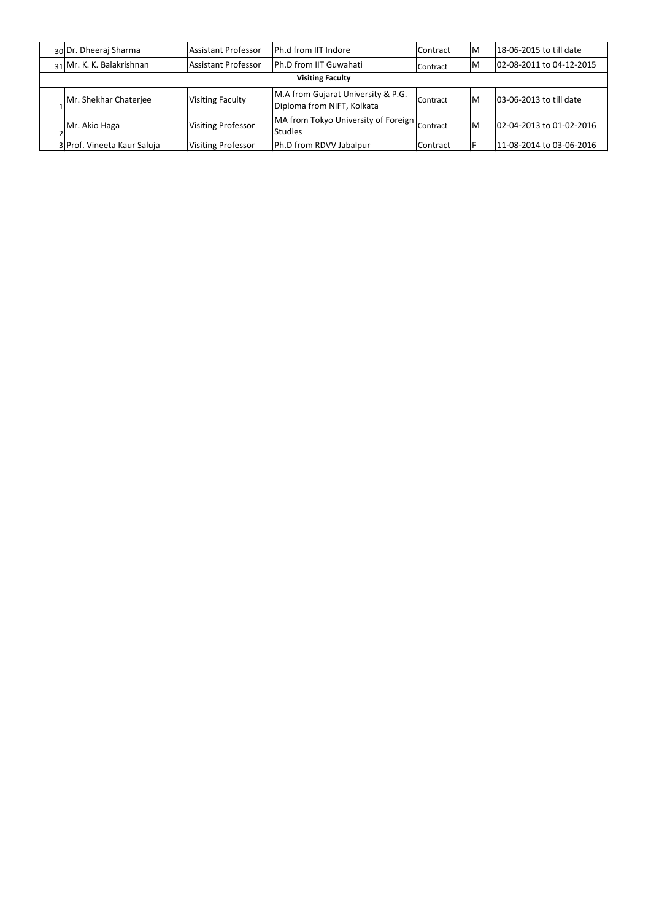| | | | | | | |
|---|---|---|---|---|---|---|
| 30 | Dr. Dheeraj Sharma | Assistant Professor | Ph.d from IIT Indore | Contract | M | 18-06-2015 to till date |
| 31 | Mr. K. K. Balakrishnan | Assistant Professor | Ph.D from IIT Guwahati | Contract | M | 02-08-2011 to 04-12-2015 |
| | | | **Visiting Faculty** | | | |
| 1 | Mr. Shekhar Chaterjee | Visiting Faculty | M.A from Gujarat University & P.G. Diploma from NIFT, Kolkata | Contract | M | 03-06-2013 to till date |
| 2 | Mr. Akio Haga | Visiting Professor | MA from Tokyo University of Foreign Studies | Contract | M | 02-04-2013 to 01-02-2016 |
| 3 | Prof. Vineeta Kaur Saluja | Visiting Professor | Ph.D from RDVV Jabalpur | Contract | F | 11-08-2014 to 03-06-2016 |